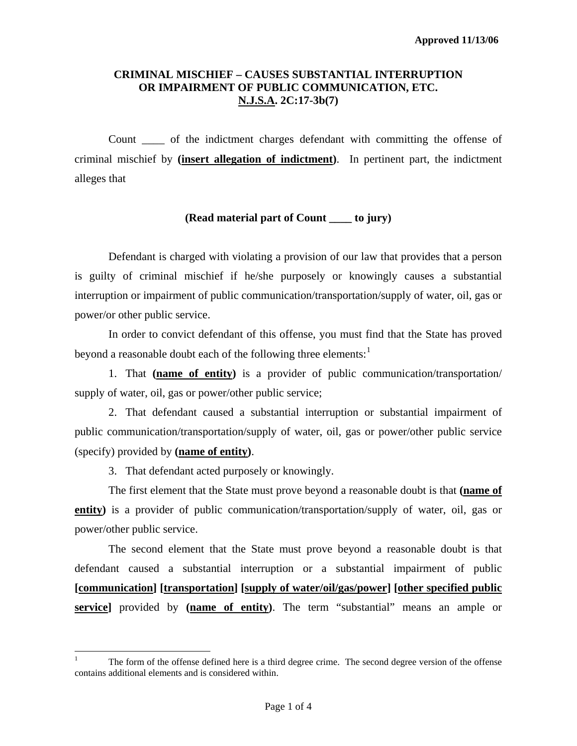Approved 11/13/06

**CRIMINAL MISCHIEF – CAUSES SUBSTANTIAL INTERRUPTION OR IMPAIRMENT OF PUBLIC COMMUNICATION, ETC.**
**N.J.S.A. 2C:17-3b(7)**

Count ____ of the indictment charges defendant with committing the offense of criminal mischief by **(insert allegation of indictment)**. In pertinent part, the indictment alleges that

**(Read material part of Count ____ to jury)**

Defendant is charged with violating a provision of our law that provides that a person is guilty of criminal mischief if he/she purposely or knowingly causes a substantial interruption or impairment of public communication/transportation/supply of water, oil, gas or power/or other public service.

In order to convict defendant of this offense, you must find that the State has proved beyond a reasonable doubt each of the following three elements:[1]

1. That **(name of entity)** is a provider of public communication/transportation/ supply of water, oil, gas or power/other public service;

2. That defendant caused a substantial interruption or substantial impairment of public communication/transportation/supply of water, oil, gas or power/other public service (specify) provided by **(name of entity)**.

3. That defendant acted purposely or knowingly.

The first element that the State must prove beyond a reasonable doubt is that **(name of entity)** is a provider of public communication/transportation/supply of water, oil, gas or power/other public service.

The second element that the State must prove beyond a reasonable doubt is that defendant caused a substantial interruption or a substantial impairment of public **[communication] [transportation] [supply of water/oil/gas/power] [other specified public service]** provided by **(name of entity)**. The term "substantial" means an ample or

---

[1] The form of the offense defined here is a third degree crime. The second degree version of the offense contains additional elements and is considered within.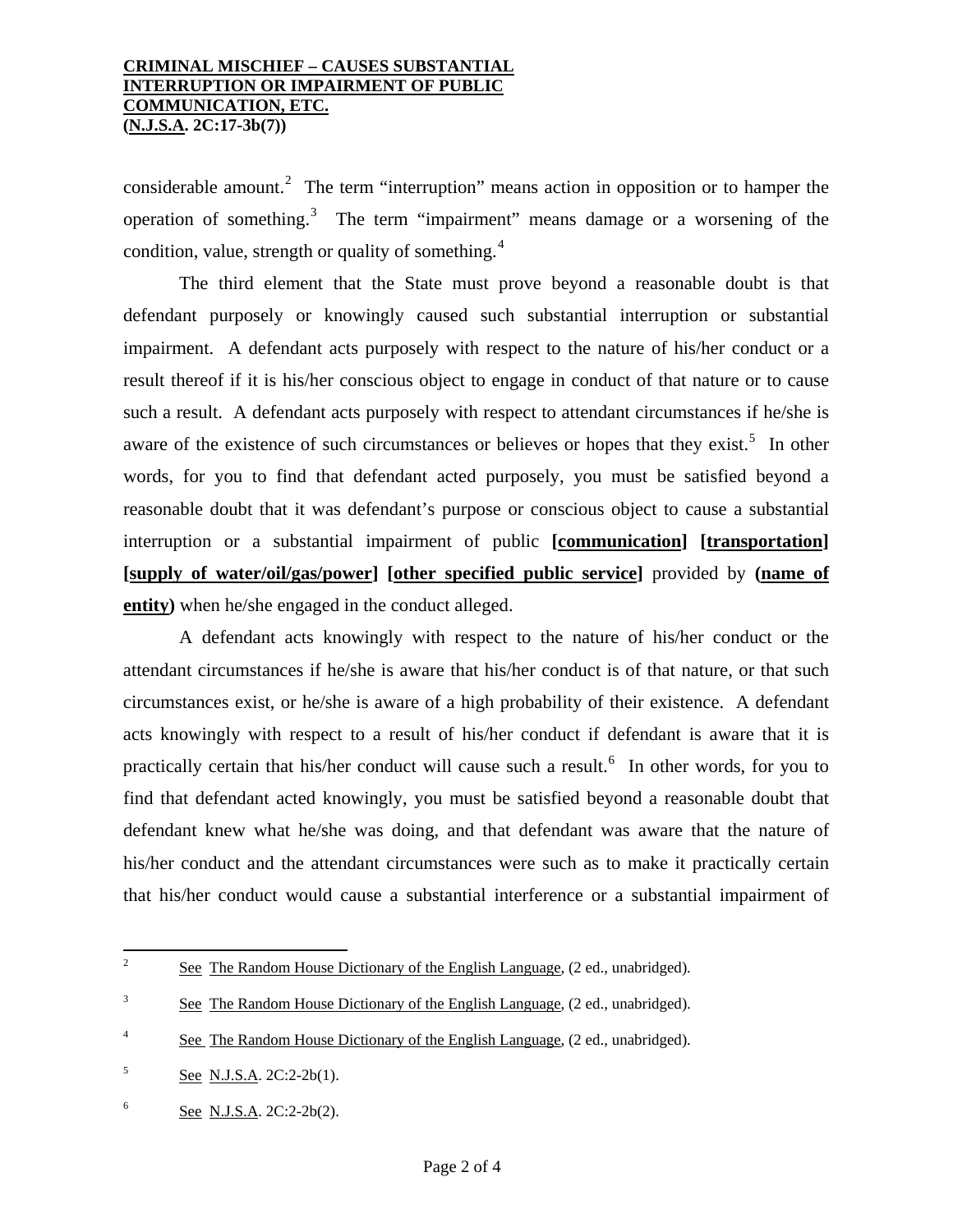considerable amount.[2] The term "interruption" means action in opposition or to hamper the operation of something.[3] The term "impairment" means damage or a worsening of the condition, value, strength or quality of something.[4]

The third element that the State must prove beyond a reasonable doubt is that defendant purposely or knowingly caused such substantial interruption or substantial impairment. A defendant acts purposely with respect to the nature of his/her conduct or a result thereof if it is his/her conscious object to engage in conduct of that nature or to cause such a result. A defendant acts purposely with respect to attendant circumstances if he/she is aware of the existence of such circumstances or believes or hopes that they exist.[5] In other words, for you to find that defendant acted purposely, you must be satisfied beyond a reasonable doubt that it was defendant's purpose or conscious object to cause a substantial interruption or a substantial impairment of public **[communication] [transportation] [supply of water/oil/gas/power] [other specified public service]** provided by **(name of entity)** when he/she engaged in the conduct alleged.

A defendant acts knowingly with respect to the nature of his/her conduct or the attendant circumstances if he/she is aware that his/her conduct is of that nature, or that such circumstances exist, or he/she is aware of a high probability of their existence. A defendant acts knowingly with respect to a result of his/her conduct if defendant is aware that it is practically certain that his/her conduct will cause such a result.[6] In other words, for you to find that defendant acted knowingly, you must be satisfied beyond a reasonable doubt that defendant knew what he/she was doing, and that defendant was aware that the nature of his/her conduct and the attendant circumstances were such as to make it practically certain that his/her conduct would cause a substantial interference or a substantial impairment of

---

[2] See The Random House Dictionary of the English Language, (2 ed., unabridged).

[3] See The Random House Dictionary of the English Language, (2 ed., unabridged).

[4] See The Random House Dictionary of the English Language, (2 ed., unabridged).

[5] See N.J.S.A. 2C:2-2b(1).

[6] See N.J.S.A. 2C:2-2b(2).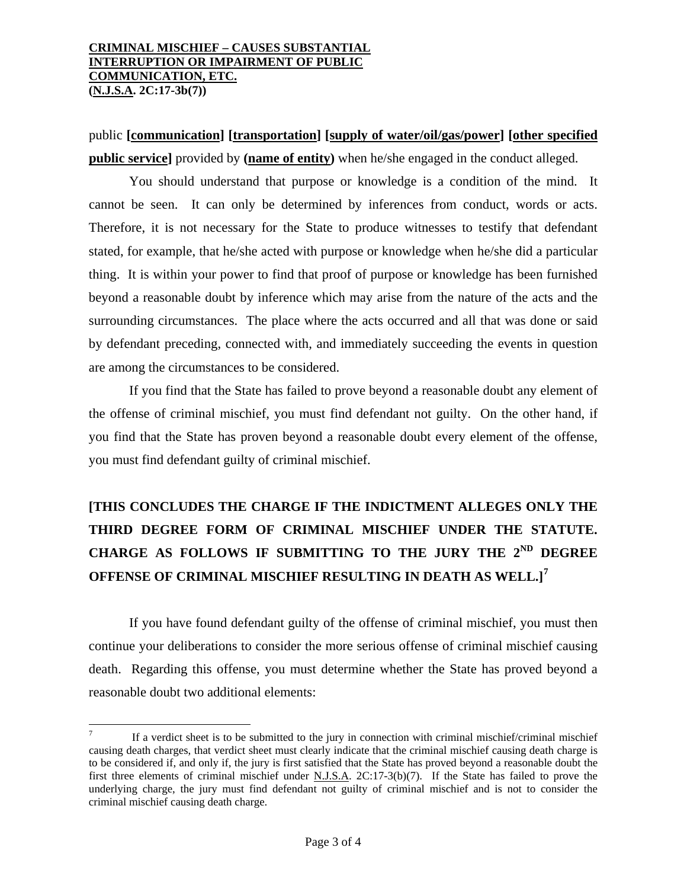public **[communication] [transportation] [supply of water/oil/gas/power] [other specified public service]** provided by **(name of entity)** when he/she engaged in the conduct alleged.

You should understand that purpose or knowledge is a condition of the mind. It cannot be seen. It can only be determined by inferences from conduct, words or acts. Therefore, it is not necessary for the State to produce witnesses to testify that defendant stated, for example, that he/she acted with purpose or knowledge when he/she did a particular thing. It is within your power to find that proof of purpose or knowledge has been furnished beyond a reasonable doubt by inference which may arise from the nature of the acts and the surrounding circumstances. The place where the acts occurred and all that was done or said by defendant preceding, connected with, and immediately succeeding the events in question are among the circumstances to be considered.

If you find that the State has failed to prove beyond a reasonable doubt any element of the offense of criminal mischief, you must find defendant not guilty. On the other hand, if you find that the State has proven beyond a reasonable doubt every element of the offense, you must find defendant guilty of criminal mischief.

**[THIS CONCLUDES THE CHARGE IF THE INDICTMENT ALLEGES ONLY THE THIRD DEGREE FORM OF CRIMINAL MISCHIEF UNDER THE STATUTE. CHARGE AS FOLLOWS IF SUBMITTING TO THE JURY THE 2ND DEGREE OFFENSE OF CRIMINAL MISCHIEF RESULTING IN DEATH AS WELL.]**[7]

If you have found defendant guilty of the offense of criminal mischief, you must then continue your deliberations to consider the more serious offense of criminal mischief causing death. Regarding this offense, you must determine whether the State has proved beyond a reasonable doubt two additional elements:

---

[7] If a verdict sheet is to be submitted to the jury in connection with criminal mischief/criminal mischief causing death charges, that verdict sheet must clearly indicate that the criminal mischief causing death charge is to be considered if, and only if, the jury is first satisfied that the State has proved beyond a reasonable doubt the first three elements of criminal mischief under N.J.S.A. 2C:17-3(b)(7). If the State has failed to prove the underlying charge, the jury must find defendant not guilty of criminal mischief and is not to consider the criminal mischief causing death charge.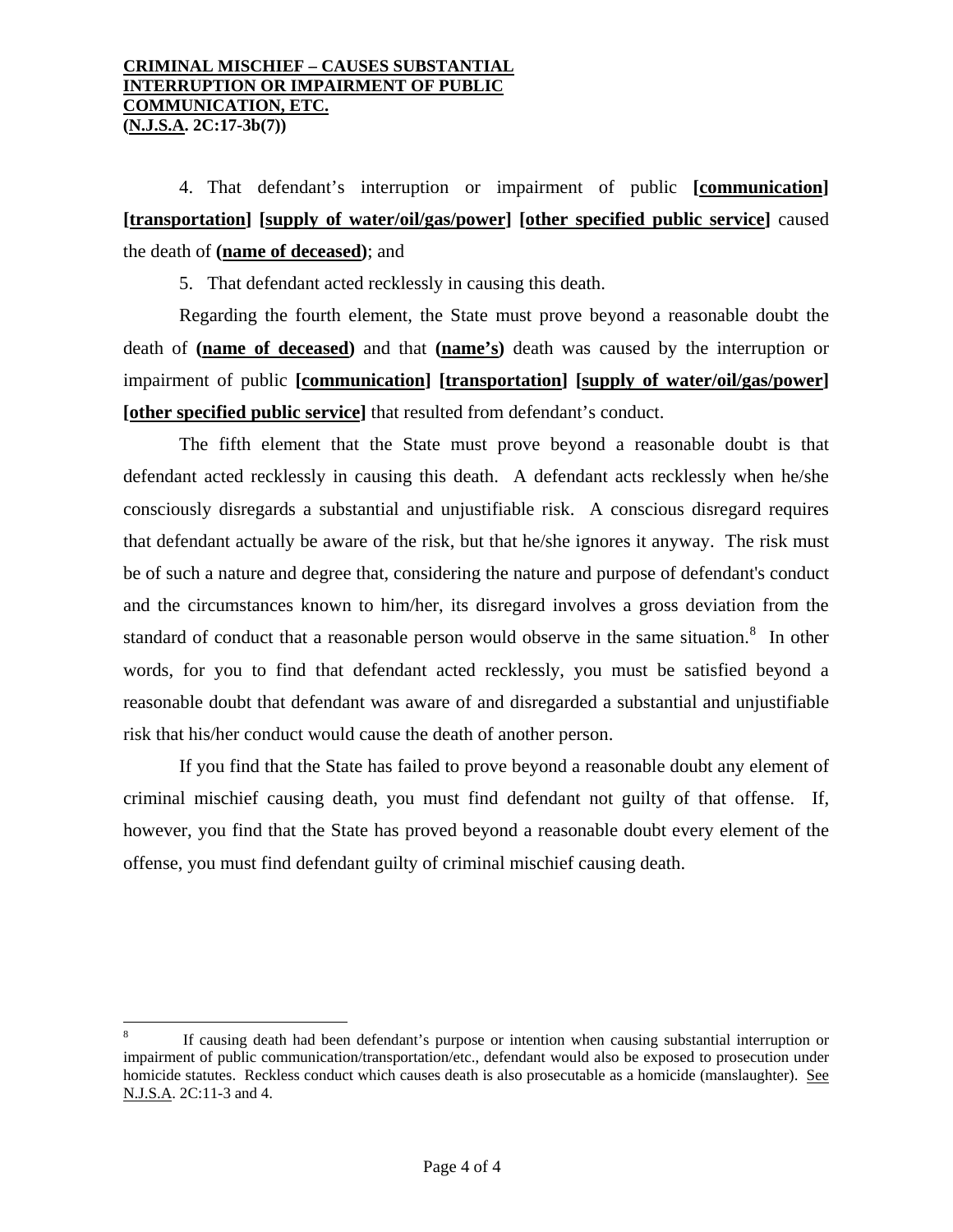**CRIMINAL MISCHIEF – CAUSES SUBSTANTIAL INTERRUPTION OR IMPAIRMENT OF PUBLIC COMMUNICATION, ETC.**
**(N.J.S.A. 2C:17-3b(7))**

4. That defendant's interruption or impairment of public **[communication] [transportation] [supply of water/oil/gas/power] [other specified public service]** caused the death of **(name of deceased)**; and

5. That defendant acted recklessly in causing this death.

Regarding the fourth element, the State must prove beyond a reasonable doubt the death of **(name of deceased)** and that **(name's)** death was caused by the interruption or impairment of public **[communication] [transportation] [supply of water/oil/gas/power] [other specified public service]** that resulted from defendant's conduct.

The fifth element that the State must prove beyond a reasonable doubt is that defendant acted recklessly in causing this death. A defendant acts recklessly when he/she consciously disregards a substantial and unjustifiable risk. A conscious disregard requires that defendant actually be aware of the risk, but that he/she ignores it anyway. The risk must be of such a nature and degree that, considering the nature and purpose of defendant's conduct and the circumstances known to him/her, its disregard involves a gross deviation from the standard of conduct that a reasonable person would observe in the same situation.[8] In other words, for you to find that defendant acted recklessly, you must be satisfied beyond a reasonable doubt that defendant was aware of and disregarded a substantial and unjustifiable risk that his/her conduct would cause the death of another person.

If you find that the State has failed to prove beyond a reasonable doubt any element of criminal mischief causing death, you must find defendant not guilty of that offense. If, however, you find that the State has proved beyond a reasonable doubt every element of the offense, you must find defendant guilty of criminal mischief causing death.

---

[8] If causing death had been defendant's purpose or intention when causing substantial interruption or impairment of public communication/transportation/etc., defendant would also be exposed to prosecution under homicide statutes. Reckless conduct which causes death is also prosecutable as a homicide (manslaughter). See N.J.S.A. 2C:11-3 and 4.